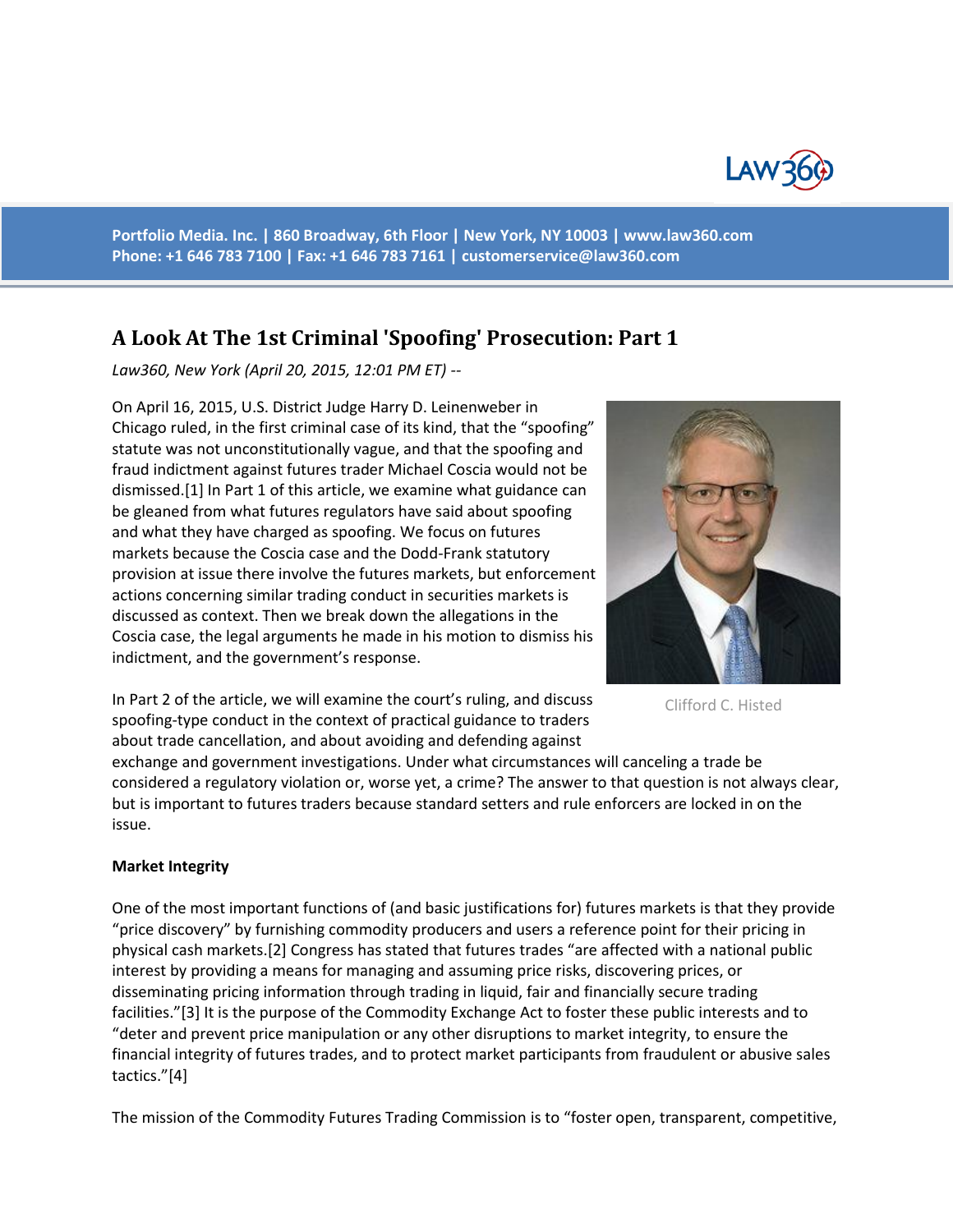Portfolio Media. Inc. | 860 Broadway, 6th Floor | New York, NY 10003 | www.law360.com
Phone: +1 646 783 7100 | Fax: +1 646 783 7161 | customerservice@law360.com

# A Look At The 1st Criminal 'Spoofing' Prosecution: Part 1

*Law360, New York (April 20, 2015, 12:01 PM ET) --*

On April 16, 2015, U.S. District Judge Harry D. Leinenweber in Chicago ruled, in the first criminal case of its kind, that the "spoofing" statute was not unconstitutionally vague, and that the spoofing and fraud indictment against futures trader Michael Coscia would not be dismissed.[1] In Part 1 of this article, we examine what guidance can be gleaned from what futures regulators have said about spoofing and what they have charged as spoofing. We focus on futures markets because the Coscia case and the Dodd-Frank statutory provision at issue there involve the futures markets, but enforcement actions concerning similar trading conduct in securities markets is discussed as context. Then we break down the allegations in the Coscia case, the legal arguments he made in his motion to dismiss his indictment, and the government's response.

Clifford C. Histed

In Part 2 of the article, we will examine the court's ruling, and discuss spoofing-type conduct in the context of practical guidance to traders about trade cancellation, and about avoiding and defending against exchange and government investigations. Under what circumstances will canceling a trade be considered a regulatory violation or, worse yet, a crime? The answer to that question is not always clear, but is important to futures traders because standard setters and rule enforcers are locked in on the issue.

**Market Integrity**

One of the most important functions of (and basic justifications for) futures markets is that they provide "price discovery" by furnishing commodity producers and users a reference point for their pricing in physical cash markets.[2] Congress has stated that futures trades "are affected with a national public interest by providing a means for managing and assuming price risks, discovering prices, or disseminating pricing information through trading in liquid, fair and financially secure trading facilities."[3] It is the purpose of the Commodity Exchange Act to foster these public interests and to "deter and prevent price manipulation or any other disruptions to market integrity, to ensure the financial integrity of futures trades, and to protect market participants from fraudulent or abusive sales tactics."[4]

The mission of the Commodity Futures Trading Commission is to "foster open, transparent, competitive,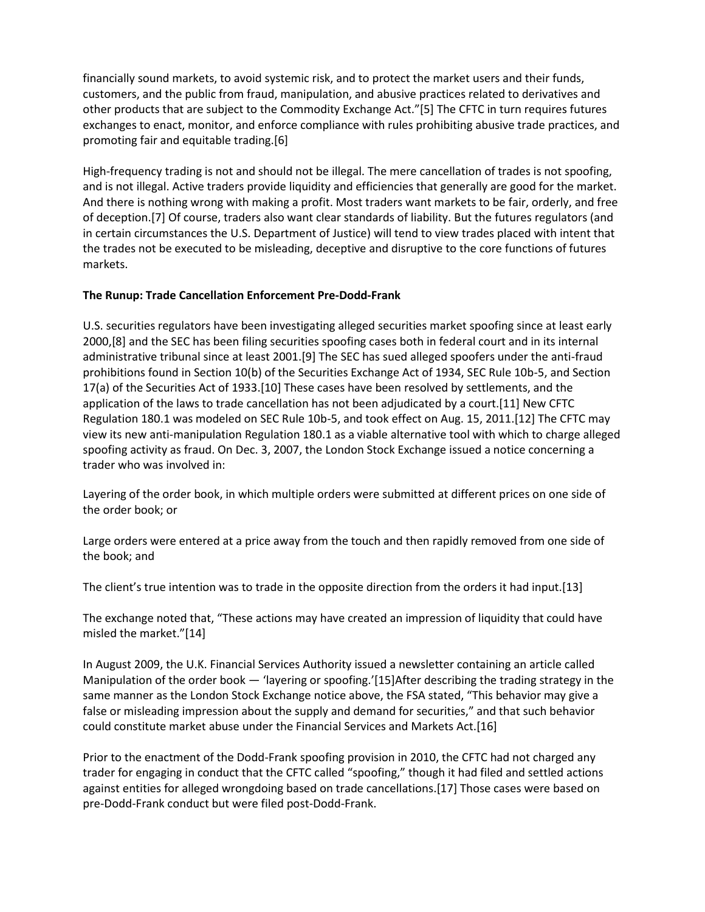financially sound markets, to avoid systemic risk, and to protect the market users and their funds, customers, and the public from fraud, manipulation, and abusive practices related to derivatives and other products that are subject to the Commodity Exchange Act."[5] The CFTC in turn requires futures exchanges to enact, monitor, and enforce compliance with rules prohibiting abusive trade practices, and promoting fair and equitable trading.[6]

High-frequency trading is not and should not be illegal. The mere cancellation of trades is not spoofing, and is not illegal. Active traders provide liquidity and efficiencies that generally are good for the market. And there is nothing wrong with making a profit. Most traders want markets to be fair, orderly, and free of deception.[7] Of course, traders also want clear standards of liability. But the futures regulators (and in certain circumstances the U.S. Department of Justice) will tend to view trades placed with intent that the trades not be executed to be misleading, deceptive and disruptive to the core functions of futures markets.

**The Runup: Trade Cancellation Enforcement Pre-Dodd-Frank**

U.S. securities regulators have been investigating alleged securities market spoofing since at least early 2000,[8] and the SEC has been filing securities spoofing cases both in federal court and in its internal administrative tribunal since at least 2001.[9] The SEC has sued alleged spoofers under the anti-fraud prohibitions found in Section 10(b) of the Securities Exchange Act of 1934, SEC Rule 10b-5, and Section 17(a) of the Securities Act of 1933.[10] These cases have been resolved by settlements, and the application of the laws to trade cancellation has not been adjudicated by a court.[11] New CFTC Regulation 180.1 was modeled on SEC Rule 10b-5, and took effect on Aug. 15, 2011.[12] The CFTC may view its new anti-manipulation Regulation 180.1 as a viable alternative tool with which to charge alleged spoofing activity as fraud. On Dec. 3, 2007, the London Stock Exchange issued a notice concerning a trader who was involved in:

Layering of the order book, in which multiple orders were submitted at different prices on one side of the order book; or

Large orders were entered at a price away from the touch and then rapidly removed from one side of the book; and

The client's true intention was to trade in the opposite direction from the orders it had input.[13]

The exchange noted that, "These actions may have created an impression of liquidity that could have misled the market."[14]

In August 2009, the U.K. Financial Services Authority issued a newsletter containing an article called Manipulation of the order book — 'layering or spoofing.'[15]After describing the trading strategy in the same manner as the London Stock Exchange notice above, the FSA stated, "This behavior may give a false or misleading impression about the supply and demand for securities," and that such behavior could constitute market abuse under the Financial Services and Markets Act.[16]

Prior to the enactment of the Dodd-Frank spoofing provision in 2010, the CFTC had not charged any trader for engaging in conduct that the CFTC called "spoofing," though it had filed and settled actions against entities for alleged wrongdoing based on trade cancellations.[17] Those cases were based on pre-Dodd-Frank conduct but were filed post-Dodd-Frank.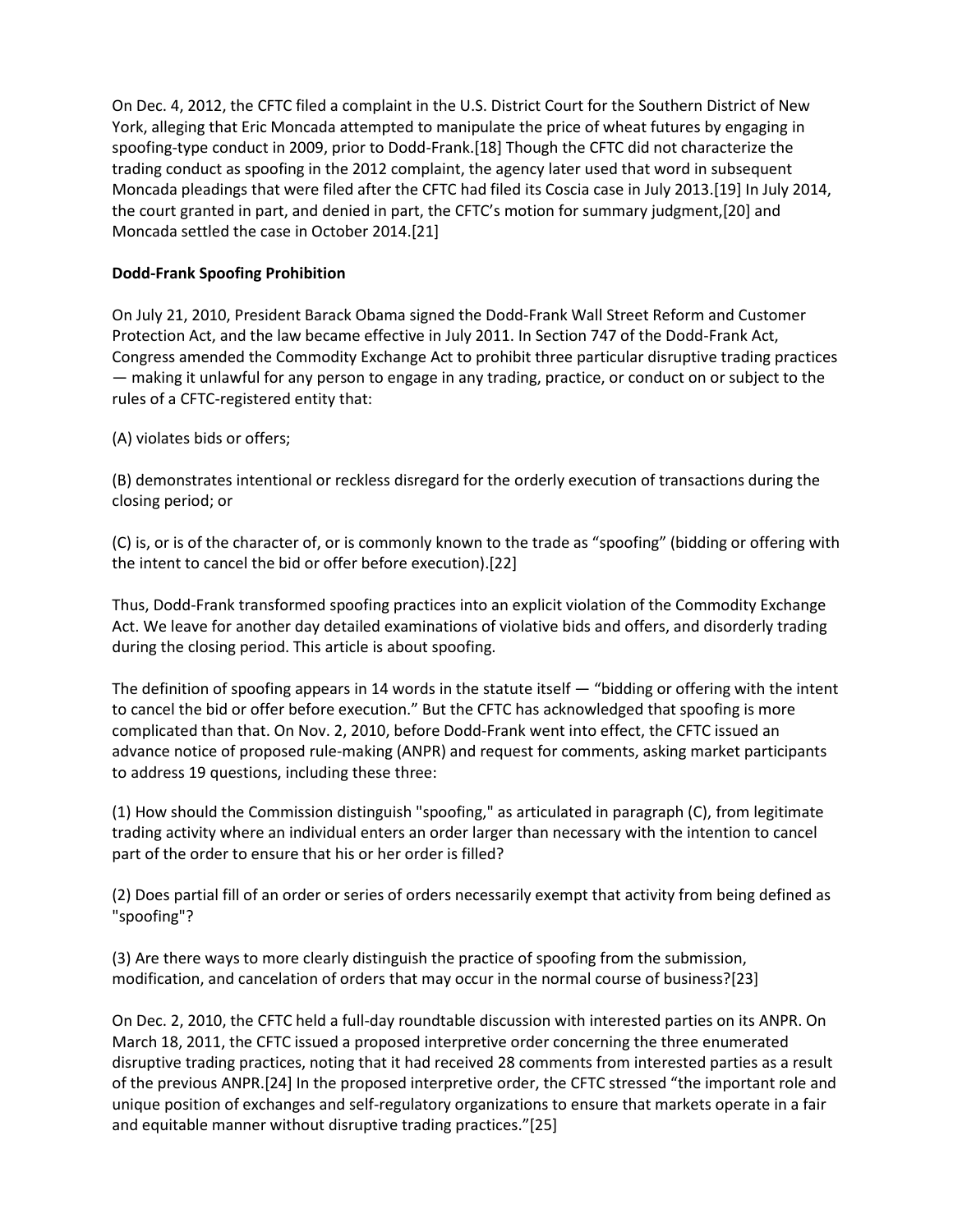On Dec. 4, 2012, the CFTC filed a complaint in the U.S. District Court for the Southern District of New York, alleging that Eric Moncada attempted to manipulate the price of wheat futures by engaging in spoofing-type conduct in 2009, prior to Dodd-Frank.[18] Though the CFTC did not characterize the trading conduct as spoofing in the 2012 complaint, the agency later used that word in subsequent Moncada pleadings that were filed after the CFTC had filed its Coscia case in July 2013.[19] In July 2014, the court granted in part, and denied in part, the CFTC's motion for summary judgment,[20] and Moncada settled the case in October 2014.[21]

**Dodd-Frank Spoofing Prohibition**

On July 21, 2010, President Barack Obama signed the Dodd-Frank Wall Street Reform and Customer Protection Act, and the law became effective in July 2011. In Section 747 of the Dodd-Frank Act, Congress amended the Commodity Exchange Act to prohibit three particular disruptive trading practices — making it unlawful for any person to engage in any trading, practice, or conduct on or subject to the rules of a CFTC-registered entity that:

(A) violates bids or offers;

(B) demonstrates intentional or reckless disregard for the orderly execution of transactions during the closing period; or

(C) is, or is of the character of, or is commonly known to the trade as "spoofing" (bidding or offering with the intent to cancel the bid or offer before execution).[22]

Thus, Dodd-Frank transformed spoofing practices into an explicit violation of the Commodity Exchange Act. We leave for another day detailed examinations of violative bids and offers, and disorderly trading during the closing period. This article is about spoofing.

The definition of spoofing appears in 14 words in the statute itself — "bidding or offering with the intent to cancel the bid or offer before execution." But the CFTC has acknowledged that spoofing is more complicated than that. On Nov. 2, 2010, before Dodd-Frank went into effect, the CFTC issued an advance notice of proposed rule-making (ANPR) and request for comments, asking market participants to address 19 questions, including these three:

(1) How should the Commission distinguish "spoofing," as articulated in paragraph (C), from legitimate trading activity where an individual enters an order larger than necessary with the intention to cancel part of the order to ensure that his or her order is filled?

(2) Does partial fill of an order or series of orders necessarily exempt that activity from being defined as "spoofing"?

(3) Are there ways to more clearly distinguish the practice of spoofing from the submission, modification, and cancelation of orders that may occur in the normal course of business?[23]

On Dec. 2, 2010, the CFTC held a full-day roundtable discussion with interested parties on its ANPR. On March 18, 2011, the CFTC issued a proposed interpretive order concerning the three enumerated disruptive trading practices, noting that it had received 28 comments from interested parties as a result of the previous ANPR.[24] In the proposed interpretive order, the CFTC stressed "the important role and unique position of exchanges and self-regulatory organizations to ensure that markets operate in a fair and equitable manner without disruptive trading practices."[25]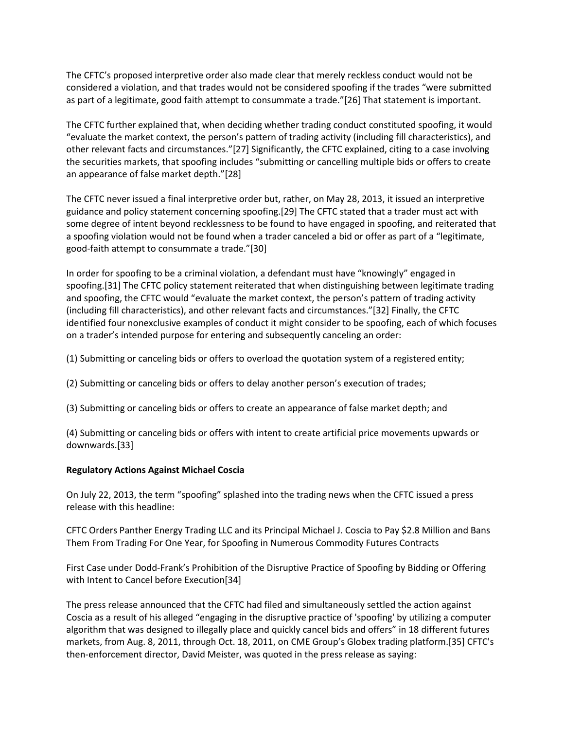The CFTC's proposed interpretive order also made clear that merely reckless conduct would not be considered a violation, and that trades would not be considered spoofing if the trades "were submitted as part of a legitimate, good faith attempt to consummate a trade."[26] That statement is important.

The CFTC further explained that, when deciding whether trading conduct constituted spoofing, it would "evaluate the market context, the person's pattern of trading activity (including fill characteristics), and other relevant facts and circumstances."[27] Significantly, the CFTC explained, citing to a case involving the securities markets, that spoofing includes "submitting or cancelling multiple bids or offers to create an appearance of false market depth."[28]

The CFTC never issued a final interpretive order but, rather, on May 28, 2013, it issued an interpretive guidance and policy statement concerning spoofing.[29] The CFTC stated that a trader must act with some degree of intent beyond recklessness to be found to have engaged in spoofing, and reiterated that a spoofing violation would not be found when a trader canceled a bid or offer as part of a "legitimate, good-faith attempt to consummate a trade."[30]

In order for spoofing to be a criminal violation, a defendant must have "knowingly" engaged in spoofing.[31] The CFTC policy statement reiterated that when distinguishing between legitimate trading and spoofing, the CFTC would "evaluate the market context, the person's pattern of trading activity (including fill characteristics), and other relevant facts and circumstances."[32] Finally, the CFTC identified four nonexclusive examples of conduct it might consider to be spoofing, each of which focuses on a trader's intended purpose for entering and subsequently canceling an order:

(1) Submitting or canceling bids or offers to overload the quotation system of a registered entity;

(2) Submitting or canceling bids or offers to delay another person's execution of trades;

(3) Submitting or canceling bids or offers to create an appearance of false market depth; and

(4) Submitting or canceling bids or offers with intent to create artificial price movements upwards or downwards.[33]

**Regulatory Actions Against Michael Coscia**

On July 22, 2013, the term "spoofing" splashed into the trading news when the CFTC issued a press release with this headline:

CFTC Orders Panther Energy Trading LLC and its Principal Michael J. Coscia to Pay $2.8 Million and Bans Them From Trading For One Year, for Spoofing in Numerous Commodity Futures Contracts

First Case under Dodd-Frank's Prohibition of the Disruptive Practice of Spoofing by Bidding or Offering with Intent to Cancel before Execution[34]

The press release announced that the CFTC had filed and simultaneously settled the action against Coscia as a result of his alleged "engaging in the disruptive practice of 'spoofing' by utilizing a computer algorithm that was designed to illegally place and quickly cancel bids and offers" in 18 different futures markets, from Aug. 8, 2011, through Oct. 18, 2011, on CME Group's Globex trading platform.[35] CFTC's then-enforcement director, David Meister, was quoted in the press release as saying: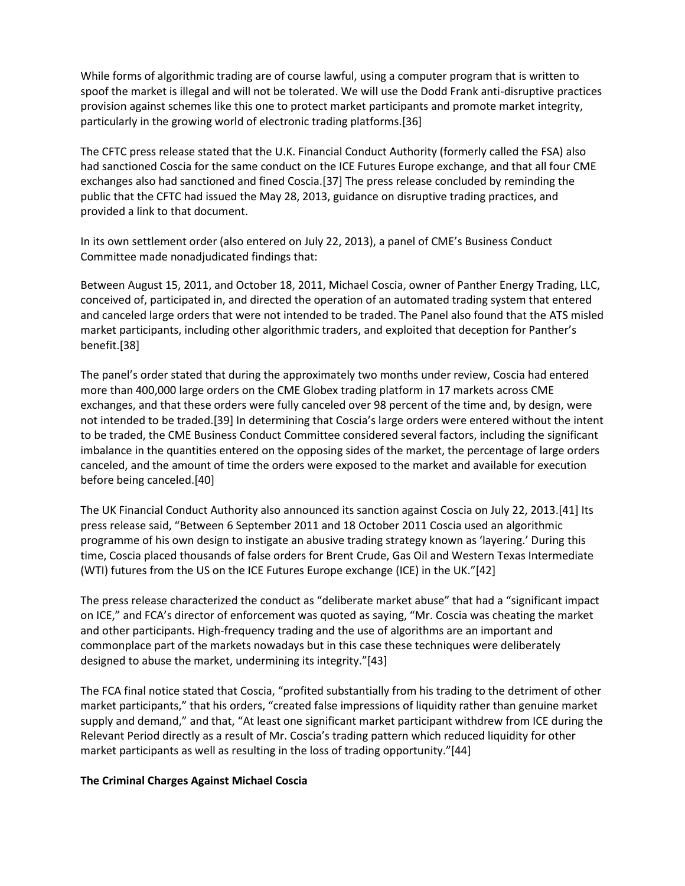While forms of algorithmic trading are of course lawful, using a computer program that is written to spoof the market is illegal and will not be tolerated. We will use the Dodd Frank anti-disruptive practices provision against schemes like this one to protect market participants and promote market integrity, particularly in the growing world of electronic trading platforms.[36]

The CFTC press release stated that the U.K. Financial Conduct Authority (formerly called the FSA) also had sanctioned Coscia for the same conduct on the ICE Futures Europe exchange, and that all four CME exchanges also had sanctioned and fined Coscia.[37] The press release concluded by reminding the public that the CFTC had issued the May 28, 2013, guidance on disruptive trading practices, and provided a link to that document.

In its own settlement order (also entered on July 22, 2013), a panel of CME's Business Conduct Committee made nonadjudicated findings that:

Between August 15, 2011, and October 18, 2011, Michael Coscia, owner of Panther Energy Trading, LLC, conceived of, participated in, and directed the operation of an automated trading system that entered and canceled large orders that were not intended to be traded. The Panel also found that the ATS misled market participants, including other algorithmic traders, and exploited that deception for Panther's benefit.[38]

The panel's order stated that during the approximately two months under review, Coscia had entered more than 400,000 large orders on the CME Globex trading platform in 17 markets across CME exchanges, and that these orders were fully canceled over 98 percent of the time and, by design, were not intended to be traded.[39] In determining that Coscia's large orders were entered without the intent to be traded, the CME Business Conduct Committee considered several factors, including the significant imbalance in the quantities entered on the opposing sides of the market, the percentage of large orders canceled, and the amount of time the orders were exposed to the market and available for execution before being canceled.[40]

The UK Financial Conduct Authority also announced its sanction against Coscia on July 22, 2013.[41] Its press release said, "Between 6 September 2011 and 18 October 2011 Coscia used an algorithmic programme of his own design to instigate an abusive trading strategy known as 'layering.' During this time, Coscia placed thousands of false orders for Brent Crude, Gas Oil and Western Texas Intermediate (WTI) futures from the US on the ICE Futures Europe exchange (ICE) in the UK."[42]

The press release characterized the conduct as "deliberate market abuse" that had a "significant impact on ICE," and FCA's director of enforcement was quoted as saying, "Mr. Coscia was cheating the market and other participants. High-frequency trading and the use of algorithms are an important and commonplace part of the markets nowadays but in this case these techniques were deliberately designed to abuse the market, undermining its integrity."[43]

The FCA final notice stated that Coscia, "profited substantially from his trading to the detriment of other market participants," that his orders, "created false impressions of liquidity rather than genuine market supply and demand," and that, "At least one significant market participant withdrew from ICE during the Relevant Period directly as a result of Mr. Coscia's trading pattern which reduced liquidity for other market participants as well as resulting in the loss of trading opportunity."[44]

**The Criminal Charges Against Michael Coscia**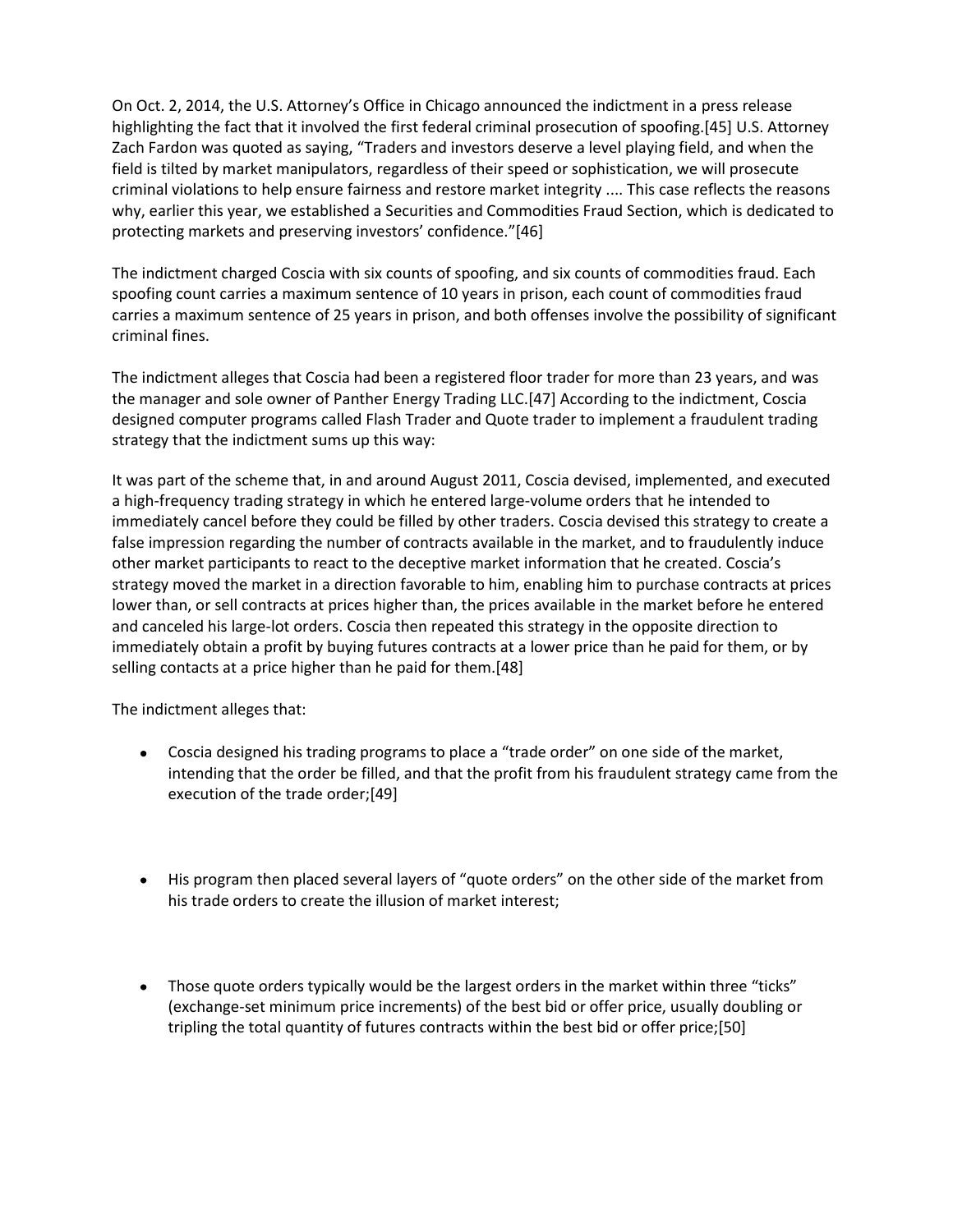On Oct. 2, 2014, the U.S. Attorney's Office in Chicago announced the indictment in a press release highlighting the fact that it involved the first federal criminal prosecution of spoofing.[45] U.S. Attorney Zach Fardon was quoted as saying, "Traders and investors deserve a level playing field, and when the field is tilted by market manipulators, regardless of their speed or sophistication, we will prosecute criminal violations to help ensure fairness and restore market integrity .... This case reflects the reasons why, earlier this year, we established a Securities and Commodities Fraud Section, which is dedicated to protecting markets and preserving investors' confidence."[46]

The indictment charged Coscia with six counts of spoofing, and six counts of commodities fraud. Each spoofing count carries a maximum sentence of 10 years in prison, each count of commodities fraud carries a maximum sentence of 25 years in prison, and both offenses involve the possibility of significant criminal fines.

The indictment alleges that Coscia had been a registered floor trader for more than 23 years, and was the manager and sole owner of Panther Energy Trading LLC.[47] According to the indictment, Coscia designed computer programs called Flash Trader and Quote trader to implement a fraudulent trading strategy that the indictment sums up this way:

It was part of the scheme that, in and around August 2011, Coscia devised, implemented, and executed a high-frequency trading strategy in which he entered large-volume orders that he intended to immediately cancel before they could be filled by other traders. Coscia devised this strategy to create a false impression regarding the number of contracts available in the market, and to fraudulently induce other market participants to react to the deceptive market information that he created. Coscia's strategy moved the market in a direction favorable to him, enabling him to purchase contracts at prices lower than, or sell contracts at prices higher than, the prices available in the market before he entered and canceled his large-lot orders. Coscia then repeated this strategy in the opposite direction to immediately obtain a profit by buying futures contracts at a lower price than he paid for them, or by selling contacts at a price higher than he paid for them.[48]

The indictment alleges that:

- Coscia designed his trading programs to place a "trade order" on one side of the market, intending that the order be filled, and that the profit from his fraudulent strategy came from the execution of the trade order;[49]
- His program then placed several layers of "quote orders" on the other side of the market from his trade orders to create the illusion of market interest;
- Those quote orders typically would be the largest orders in the market within three "ticks" (exchange-set minimum price increments) of the best bid or offer price, usually doubling or tripling the total quantity of futures contracts within the best bid or offer price;[50]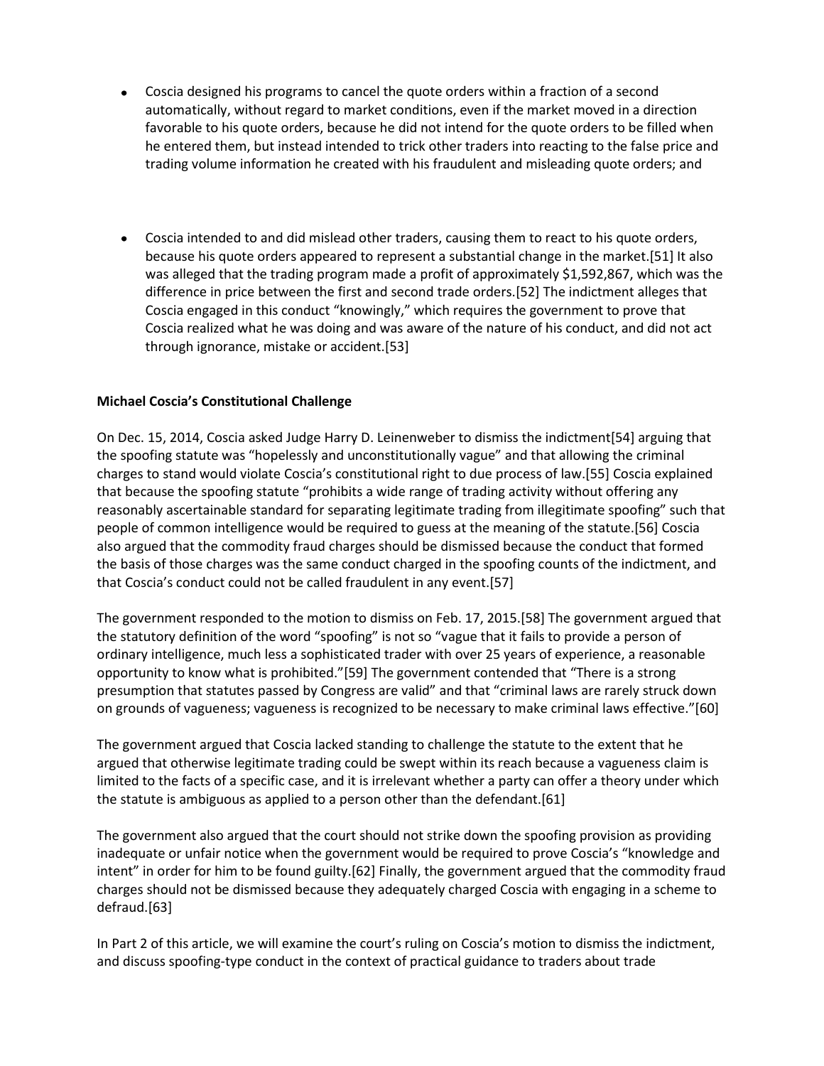- Coscia designed his programs to cancel the quote orders within a fraction of a second automatically, without regard to market conditions, even if the market moved in a direction favorable to his quote orders, because he did not intend for the quote orders to be filled when he entered them, but instead intended to trick other traders into reacting to the false price and trading volume information he created with his fraudulent and misleading quote orders; and

- Coscia intended to and did mislead other traders, causing them to react to his quote orders, because his quote orders appeared to represent a substantial change in the market.[51] It also was alleged that the trading program made a profit of approximately $1,592,867, which was the difference in price between the first and second trade orders.[52] The indictment alleges that Coscia engaged in this conduct "knowingly," which requires the government to prove that Coscia realized what he was doing and was aware of the nature of his conduct, and did not act through ignorance, mistake or accident.[53]

**Michael Coscia's Constitutional Challenge**

On Dec. 15, 2014, Coscia asked Judge Harry D. Leinenweber to dismiss the indictment[54] arguing that the spoofing statute was "hopelessly and unconstitutionally vague" and that allowing the criminal charges to stand would violate Coscia's constitutional right to due process of law.[55] Coscia explained that because the spoofing statute "prohibits a wide range of trading activity without offering any reasonably ascertainable standard for separating legitimate trading from illegitimate spoofing" such that people of common intelligence would be required to guess at the meaning of the statute.[56] Coscia also argued that the commodity fraud charges should be dismissed because the conduct that formed the basis of those charges was the same conduct charged in the spoofing counts of the indictment, and that Coscia's conduct could not be called fraudulent in any event.[57]

The government responded to the motion to dismiss on Feb. 17, 2015.[58] The government argued that the statutory definition of the word "spoofing" is not so "vague that it fails to provide a person of ordinary intelligence, much less a sophisticated trader with over 25 years of experience, a reasonable opportunity to know what is prohibited."[59] The government contended that "There is a strong presumption that statutes passed by Congress are valid" and that "criminal laws are rarely struck down on grounds of vagueness; vagueness is recognized to be necessary to make criminal laws effective."[60]

The government argued that Coscia lacked standing to challenge the statute to the extent that he argued that otherwise legitimate trading could be swept within its reach because a vagueness claim is limited to the facts of a specific case, and it is irrelevant whether a party can offer a theory under which the statute is ambiguous as applied to a person other than the defendant.[61]

The government also argued that the court should not strike down the spoofing provision as providing inadequate or unfair notice when the government would be required to prove Coscia's "knowledge and intent" in order for him to be found guilty.[62] Finally, the government argued that the commodity fraud charges should not be dismissed because they adequately charged Coscia with engaging in a scheme to defraud.[63]

In Part 2 of this article, we will examine the court's ruling on Coscia's motion to dismiss the indictment, and discuss spoofing-type conduct in the context of practical guidance to traders about trade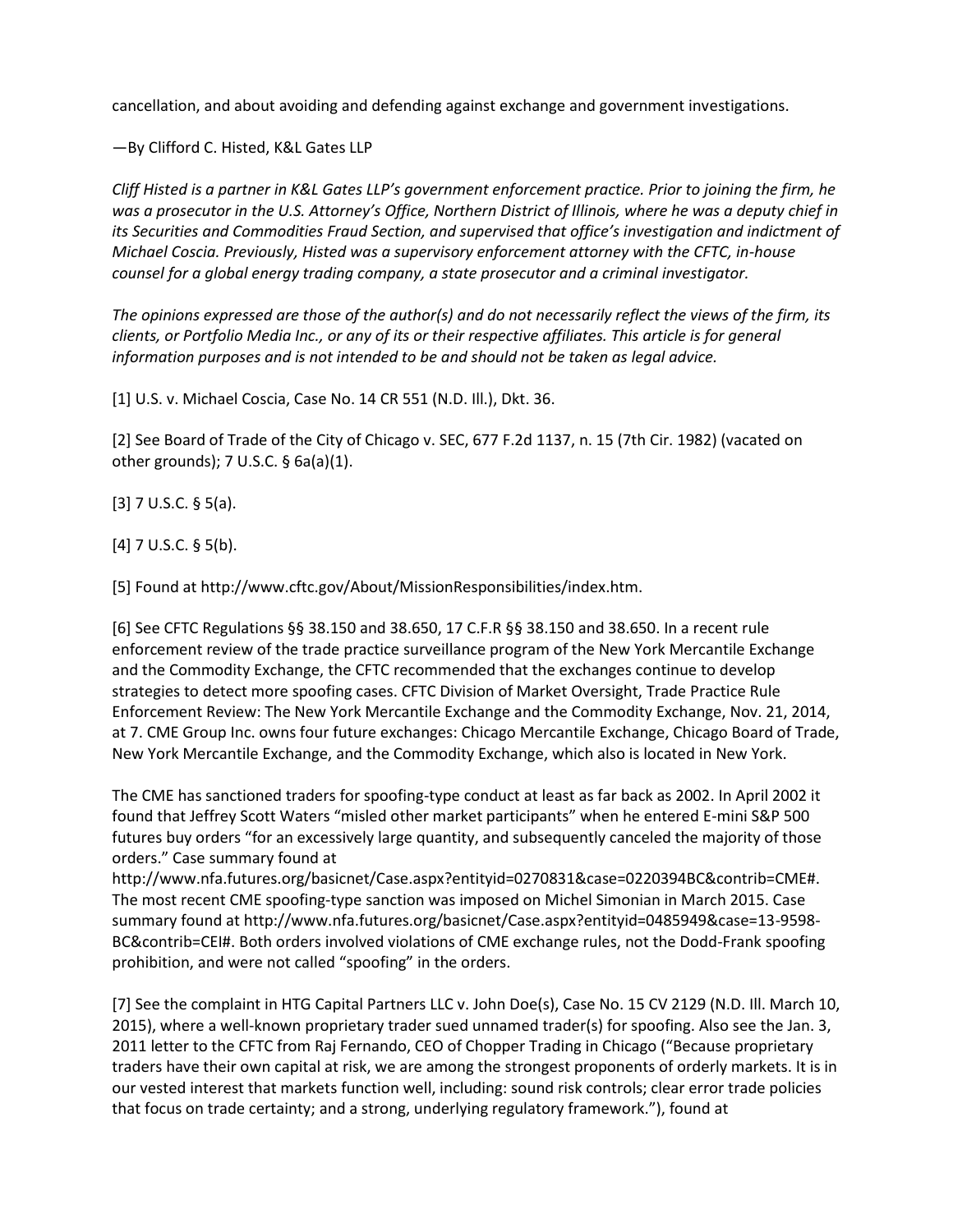cancellation, and about avoiding and defending against exchange and government investigations.

—By Clifford C. Histed, K&L Gates LLP

*Cliff Histed is a partner in K&L Gates LLP's government enforcement practice. Prior to joining the firm, he was a prosecutor in the U.S. Attorney's Office, Northern District of Illinois, where he was a deputy chief in its Securities and Commodities Fraud Section, and supervised that office's investigation and indictment of Michael Coscia. Previously, Histed was a supervisory enforcement attorney with the CFTC, in-house counsel for a global energy trading company, a state prosecutor and a criminal investigator.*

*The opinions expressed are those of the author(s) and do not necessarily reflect the views of the firm, its clients, or Portfolio Media Inc., or any of its or their respective affiliates. This article is for general information purposes and is not intended to be and should not be taken as legal advice.*

[1] U.S. v. Michael Coscia, Case No. 14 CR 551 (N.D. Ill.), Dkt. 36.

[2] See Board of Trade of the City of Chicago v. SEC, 677 F.2d 1137, n. 15 (7th Cir. 1982) (vacated on other grounds); 7 U.S.C. § 6a(a)(1).

[3] 7 U.S.C. § 5(a).

[4] 7 U.S.C. § 5(b).

[5] Found at http://www.cftc.gov/About/MissionResponsibilities/index.htm.

[6] See CFTC Regulations §§ 38.150 and 38.650, 17 C.F.R §§ 38.150 and 38.650. In a recent rule enforcement review of the trade practice surveillance program of the New York Mercantile Exchange and the Commodity Exchange, the CFTC recommended that the exchanges continue to develop strategies to detect more spoofing cases. CFTC Division of Market Oversight, Trade Practice Rule Enforcement Review: The New York Mercantile Exchange and the Commodity Exchange, Nov. 21, 2014, at 7. CME Group Inc. owns four future exchanges: Chicago Mercantile Exchange, Chicago Board of Trade, New York Mercantile Exchange, and the Commodity Exchange, which also is located in New York.

The CME has sanctioned traders for spoofing-type conduct at least as far back as 2002. In April 2002 it found that Jeffrey Scott Waters "misled other market participants" when he entered E-mini S&P 500 futures buy orders "for an excessively large quantity, and subsequently canceled the majority of those orders." Case summary found at http://www.nfa.futures.org/basicnet/Case.aspx?entityid=0270831&case=0220394BC&contrib=CME#. The most recent CME spoofing-type sanction was imposed on Michel Simonian in March 2015. Case summary found at http://www.nfa.futures.org/basicnet/Case.aspx?entityid=0485949&case=13-9598-BC&contrib=CEI#. Both orders involved violations of CME exchange rules, not the Dodd-Frank spoofing prohibition, and were not called "spoofing" in the orders.

[7] See the complaint in HTG Capital Partners LLC v. John Doe(s), Case No. 15 CV 2129 (N.D. Ill. March 10, 2015), where a well-known proprietary trader sued unnamed trader(s) for spoofing. Also see the Jan. 3, 2011 letter to the CFTC from Raj Fernando, CEO of Chopper Trading in Chicago ("Because proprietary traders have their own capital at risk, we are among the strongest proponents of orderly markets. It is in our vested interest that markets function well, including: sound risk controls; clear error trade policies that focus on trade certainty; and a strong, underlying regulatory framework."), found at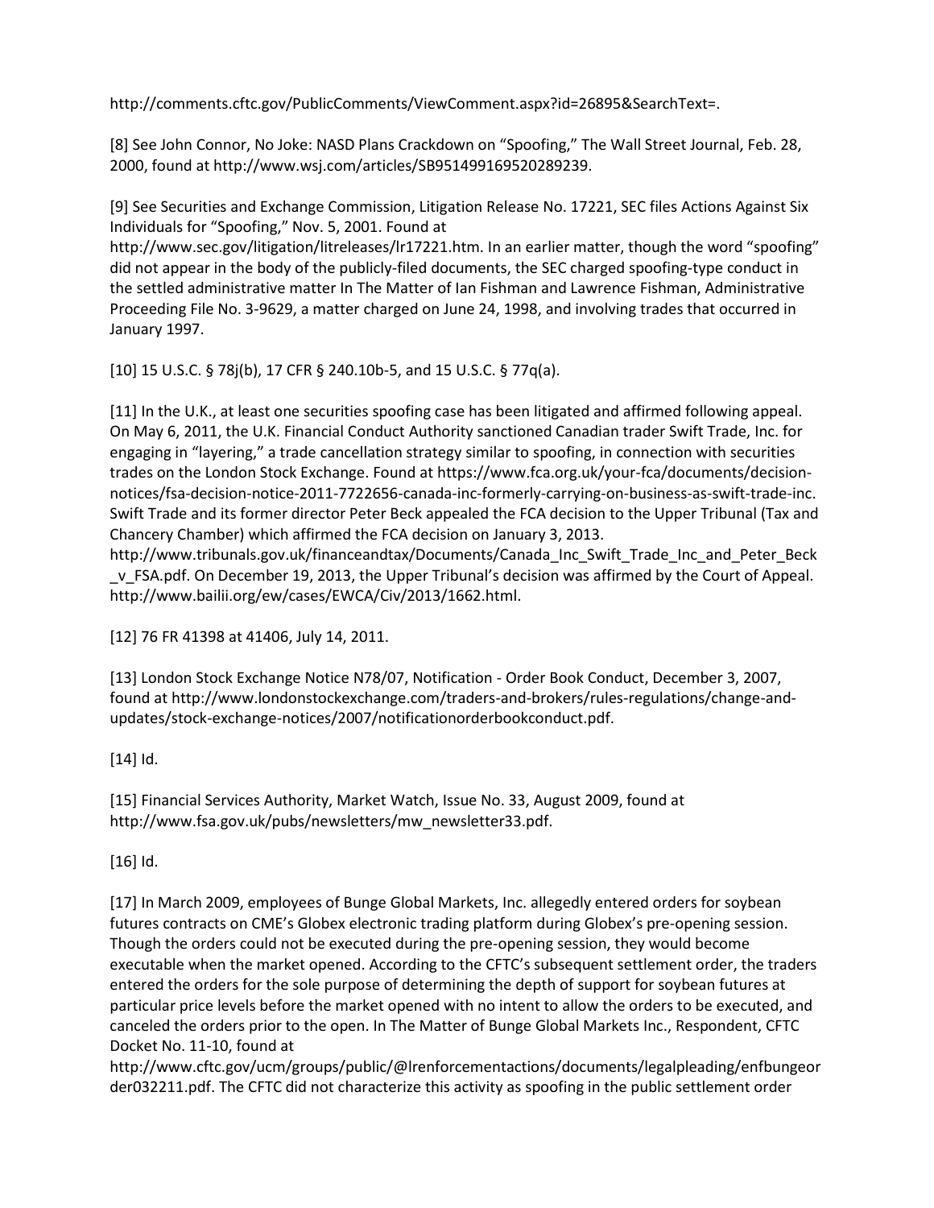http://comments.cftc.gov/PublicComments/ViewComment.aspx?id=26895&SearchText=.

[8] See John Connor, No Joke: NASD Plans Crackdown on "Spoofing," The Wall Street Journal, Feb. 28, 2000, found at http://www.wsj.com/articles/SB951499169520289239.

[9] See Securities and Exchange Commission, Litigation Release No. 17221, SEC files Actions Against Six Individuals for "Spoofing," Nov. 5, 2001. Found at http://www.sec.gov/litigation/litreleases/lr17221.htm. In an earlier matter, though the word "spoofing" did not appear in the body of the publicly-filed documents, the SEC charged spoofing-type conduct in the settled administrative matter In The Matter of Ian Fishman and Lawrence Fishman, Administrative Proceeding File No. 3-9629, a matter charged on June 24, 1998, and involving trades that occurred in January 1997.

[10] 15 U.S.C. § 78j(b), 17 CFR § 240.10b-5, and 15 U.S.C. § 77q(a).

[11] In the U.K., at least one securities spoofing case has been litigated and affirmed following appeal. On May 6, 2011, the U.K. Financial Conduct Authority sanctioned Canadian trader Swift Trade, Inc. for engaging in "layering," a trade cancellation strategy similar to spoofing, in connection with securities trades on the London Stock Exchange. Found at https://www.fca.org.uk/your-fca/documents/decision-notices/fsa-decision-notice-2011-7722656-canada-inc-formerly-carrying-on-business-as-swift-trade-inc. Swift Trade and its former director Peter Beck appealed the FCA decision to the Upper Tribunal (Tax and Chancery Chamber) which affirmed the FCA decision on January 3, 2013. http://www.tribunals.gov.uk/financeandtax/Documents/Canada_Inc_Swift_Trade_Inc_and_Peter_Beck_v_FSA.pdf. On December 19, 2013, the Upper Tribunal's decision was affirmed by the Court of Appeal. http://www.bailii.org/ew/cases/EWCA/Civ/2013/1662.html.

[12] 76 FR 41398 at 41406, July 14, 2011.

[13] London Stock Exchange Notice N78/07, Notification - Order Book Conduct, December 3, 2007, found at http://www.londonstockexchange.com/traders-and-brokers/rules-regulations/change-and-updates/stock-exchange-notices/2007/notificationorderbookconduct.pdf.

[14] Id.

[15] Financial Services Authority, Market Watch, Issue No. 33, August 2009, found at http://www.fsa.gov.uk/pubs/newsletters/mw_newsletter33.pdf.

[16] Id.

[17] In March 2009, employees of Bunge Global Markets, Inc. allegedly entered orders for soybean futures contracts on CME's Globex electronic trading platform during Globex's pre-opening session. Though the orders could not be executed during the pre-opening session, they would become executable when the market opened. According to the CFTC's subsequent settlement order, the traders entered the orders for the sole purpose of determining the depth of support for soybean futures at particular price levels before the market opened with no intent to allow the orders to be executed, and canceled the orders prior to the open. In The Matter of Bunge Global Markets Inc., Respondent, CFTC Docket No. 11-10, found at http://www.cftc.gov/ucm/groups/public/@lrenforcementactions/documents/legalpleading/enfbungeorder032211.pdf. The CFTC did not characterize this activity as spoofing in the public settlement order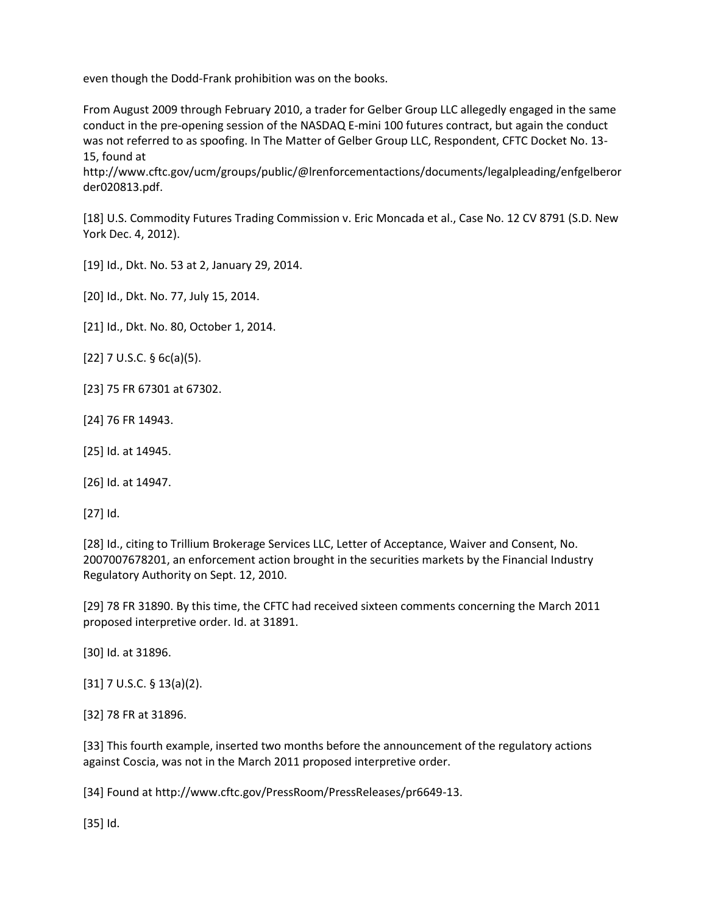even though the Dodd-Frank prohibition was on the books.

From August 2009 through February 2010, a trader for Gelber Group LLC allegedly engaged in the same conduct in the pre-opening session of the NASDAQ E-mini 100 futures contract, but again the conduct was not referred to as spoofing. In The Matter of Gelber Group LLC, Respondent, CFTC Docket No. 13-15, found at http://www.cftc.gov/ucm/groups/public/@lrenforcementactions/documents/legalpleading/enfgelberorder020813.pdf.

[18] U.S. Commodity Futures Trading Commission v. Eric Moncada et al., Case No. 12 CV 8791 (S.D. New York Dec. 4, 2012).

[19] Id., Dkt. No. 53 at 2, January 29, 2014.

[20] Id., Dkt. No. 77, July 15, 2014.

[21] Id., Dkt. No. 80, October 1, 2014.

[22] 7 U.S.C. § 6c(a)(5).

[23] 75 FR 67301 at 67302.

[24] 76 FR 14943.

[25] Id. at 14945.

[26] Id. at 14947.

[27] Id.

[28] Id., citing to Trillium Brokerage Services LLC, Letter of Acceptance, Waiver and Consent, No. 2007007678201, an enforcement action brought in the securities markets by the Financial Industry Regulatory Authority on Sept. 12, 2010.

[29] 78 FR 31890. By this time, the CFTC had received sixteen comments concerning the March 2011 proposed interpretive order. Id. at 31891.

[30] Id. at 31896.

[31] 7 U.S.C. § 13(a)(2).

[32] 78 FR at 31896.

[33] This fourth example, inserted two months before the announcement of the regulatory actions against Coscia, was not in the March 2011 proposed interpretive order.

[34] Found at http://www.cftc.gov/PressRoom/PressReleases/pr6649-13.

[35] Id.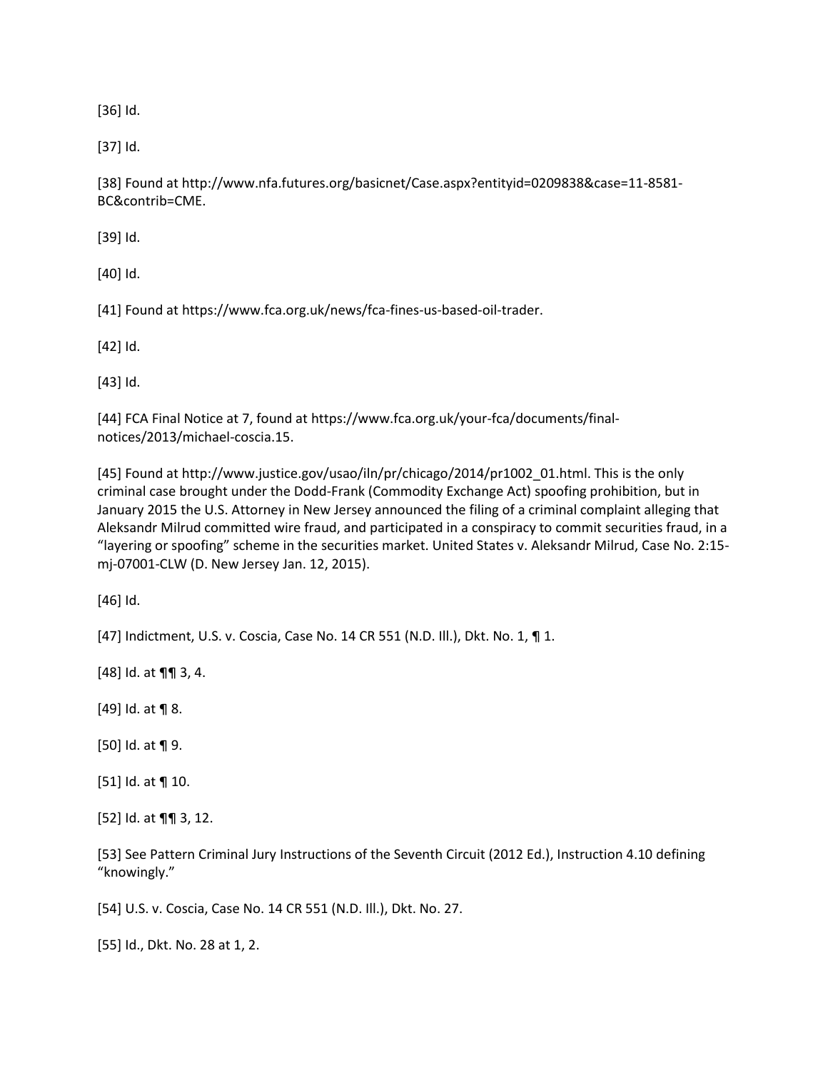[36] Id.

[37] Id.

[38] Found at http://www.nfa.futures.org/basicnet/Case.aspx?entityid=0209838&case=11-8581-BC&contrib=CME.

[39] Id.

[40] Id.

[41] Found at https://www.fca.org.uk/news/fca-fines-us-based-oil-trader.

[42] Id.

[43] Id.

[44] FCA Final Notice at 7, found at https://www.fca.org.uk/your-fca/documents/final-notices/2013/michael-coscia.15.

[45] Found at http://www.justice.gov/usao/iln/pr/chicago/2014/pr1002_01.html. This is the only criminal case brought under the Dodd-Frank (Commodity Exchange Act) spoofing prohibition, but in January 2015 the U.S. Attorney in New Jersey announced the filing of a criminal complaint alleging that Aleksandr Milrud committed wire fraud, and participated in a conspiracy to commit securities fraud, in a "layering or spoofing" scheme in the securities market. United States v. Aleksandr Milrud, Case No. 2:15-mj-07001-CLW (D. New Jersey Jan. 12, 2015).

[46] Id.

[47] Indictment, U.S. v. Coscia, Case No. 14 CR 551 (N.D. Ill.), Dkt. No. 1, ¶ 1.

[48] Id. at ¶¶ 3, 4.

[49] Id. at ¶ 8.

[50] Id. at ¶ 9.

[51] Id. at ¶ 10.

[52] Id. at ¶¶ 3, 12.

[53] See Pattern Criminal Jury Instructions of the Seventh Circuit (2012 Ed.), Instruction 4.10 defining "knowingly."

[54] U.S. v. Coscia, Case No. 14 CR 551 (N.D. Ill.), Dkt. No. 27.

[55] Id., Dkt. No. 28 at 1, 2.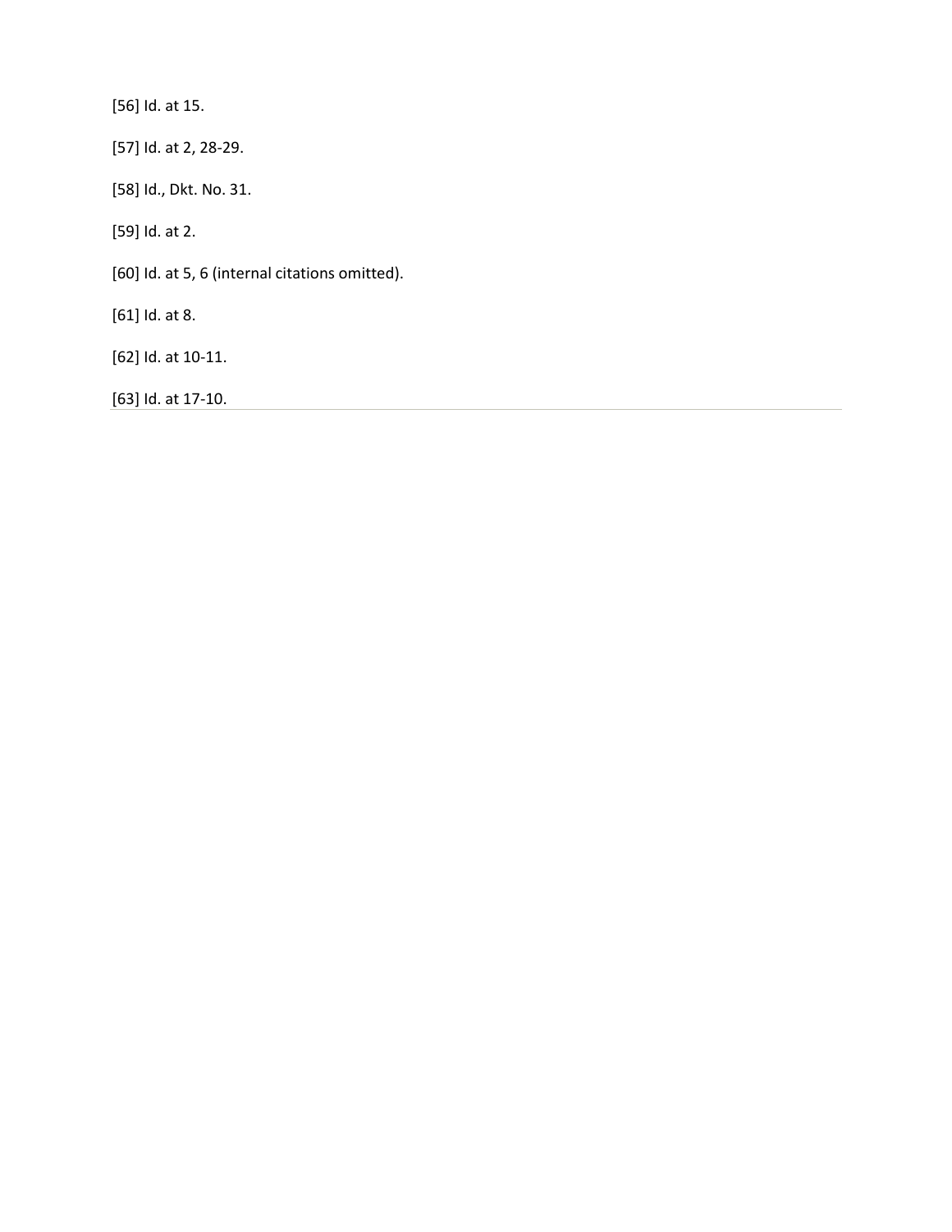[56] Id. at 15.

[57] Id. at 2, 28-29.

[58] Id., Dkt. No. 31.

[59] Id. at 2.

[60] Id. at 5, 6 (internal citations omitted).

[61] Id. at 8.

[62] Id. at 10-11.

[63] Id. at 17-10.